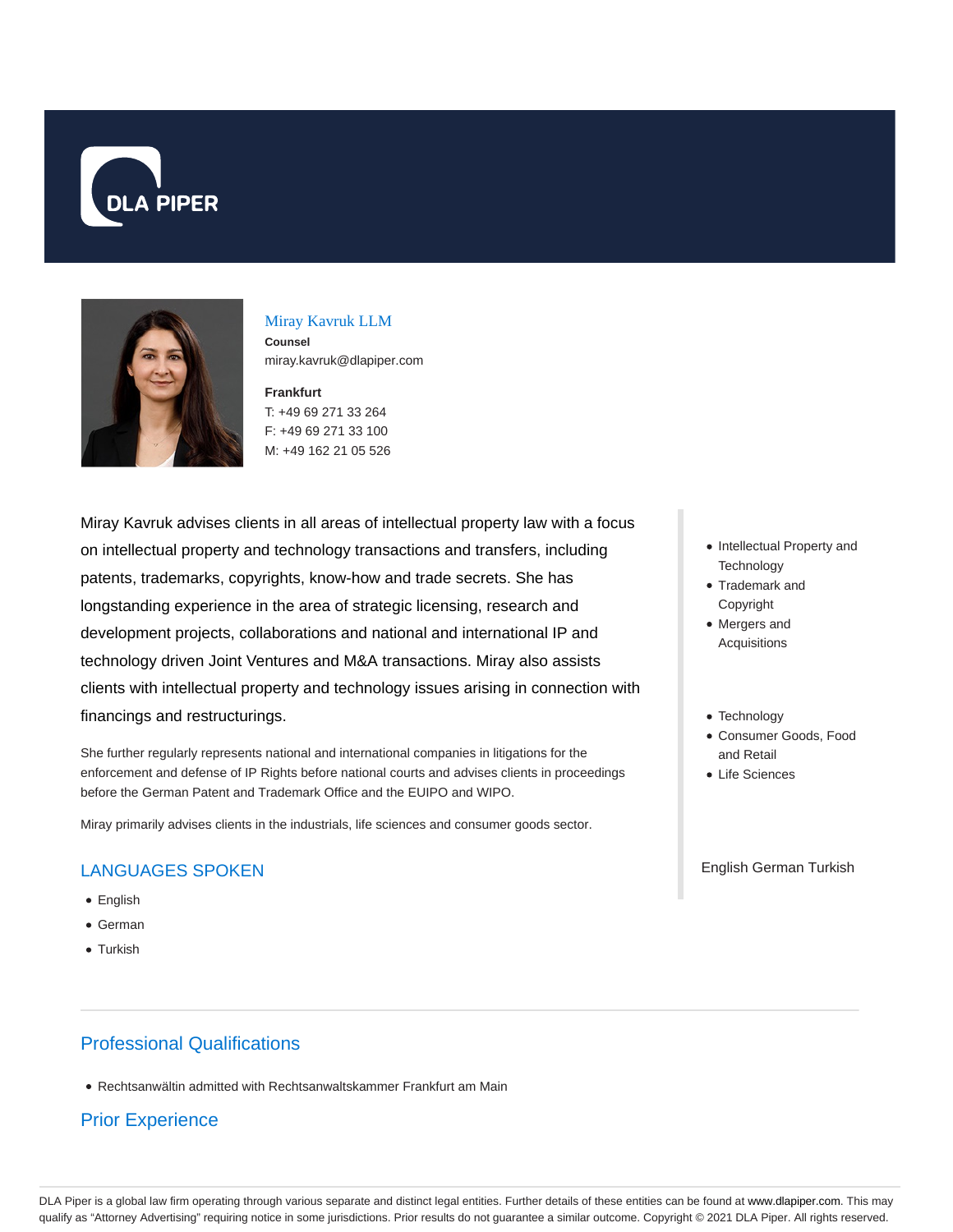# DLA PIPER

## Miray Kavruk LLM

**Counsel**
miray.kavruk@dlapiper.com

**Frankfurt**
T: +49 69 271 33 264
F: +49 69 271 33 100
M: +49 162 21 05 526

Miray Kavruk advises clients in all areas of intellectual property law with a focus on intellectual property and technology transactions and transfers, including patents, trademarks, copyrights, know-how and trade secrets. She has longstanding experience in the area of strategic licensing, research and development projects, collaborations and national and international IP and technology driven Joint Ventures and M&A transactions. Miray also assists clients with intellectual property and technology issues arising in connection with financings and restructurings.

She further regularly represents national and international companies in litigations for the enforcement and defense of IP Rights before national courts and advises clients in proceedings before the German Patent and Trademark Office and the EUIPO and WIPO.

Miray primarily advises clients in the industrials, life sciences and consumer goods sector.

- Intellectual Property and Technology
- Trademark and Copyright
- Mergers and Acquisitions

- Technology
- Consumer Goods, Food and Retail
- Life Sciences

English German Turkish

## LANGUAGES SPOKEN

- English
- German
- Turkish

## Professional Qualifications

- Rechtsanwältin admitted with Rechtsanwaltskammer Frankfurt am Main

## Prior Experience

DLA Piper is a global law firm operating through various separate and distinct legal entities. Further details of these entities can be found at www.dlapiper.com. This may qualify as "Attorney Advertising" requiring notice in some jurisdictions. Prior results do not guarantee a similar outcome. Copyright © 2021 DLA Piper. All rights reserved.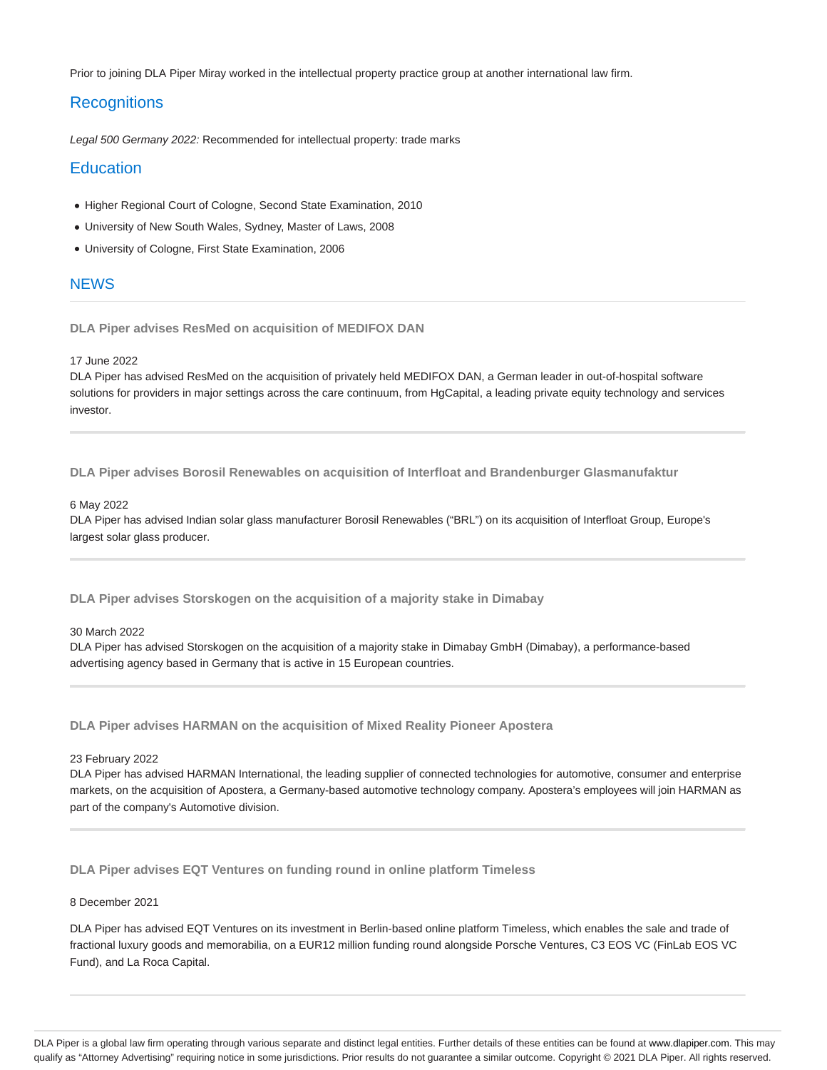Prior to joining DLA Piper Miray worked in the intellectual property practice group at another international law firm.

## Recognitions

*Legal 500 Germany 2022:* Recommended for intellectual property: trade marks

## Education

- Higher Regional Court of Cologne, Second State Examination, 2010
- University of New South Wales, Sydney, Master of Laws, 2008
- University of Cologne, First State Examination, 2006

## NEWS

**DLA Piper advises ResMed on acquisition of MEDIFOX DAN**

17 June 2022
DLA Piper has advised ResMed on the acquisition of privately held MEDIFOX DAN, a German leader in out-of-hospital software solutions for providers in major settings across the care continuum, from HgCapital, a leading private equity technology and services investor.

**DLA Piper advises Borosil Renewables on acquisition of Interfloat and Brandenburger Glasmanufaktur**

6 May 2022
DLA Piper has advised Indian solar glass manufacturer Borosil Renewables ("BRL") on its acquisition of Interfloat Group, Europe's largest solar glass producer.

**DLA Piper advises Storskogen on the acquisition of a majority stake in Dimabay**

30 March 2022
DLA Piper has advised Storskogen on the acquisition of a majority stake in Dimabay GmbH (Dimabay), a performance-based advertising agency based in Germany that is active in 15 European countries.

**DLA Piper advises HARMAN on the acquisition of Mixed Reality Pioneer Apostera**

23 February 2022
DLA Piper has advised HARMAN International, the leading supplier of connected technologies for automotive, consumer and enterprise markets, on the acquisition of Apostera, a Germany-based automotive technology company. Apostera's employees will join HARMAN as part of the company's Automotive division.

**DLA Piper advises EQT Ventures on funding round in online platform Timeless**

8 December 2021

DLA Piper has advised EQT Ventures on its investment in Berlin-based online platform Timeless, which enables the sale and trade of fractional luxury goods and memorabilia, on a EUR12 million funding round alongside Porsche Ventures, C3 EOS VC (FinLab EOS VC Fund), and La Roca Capital.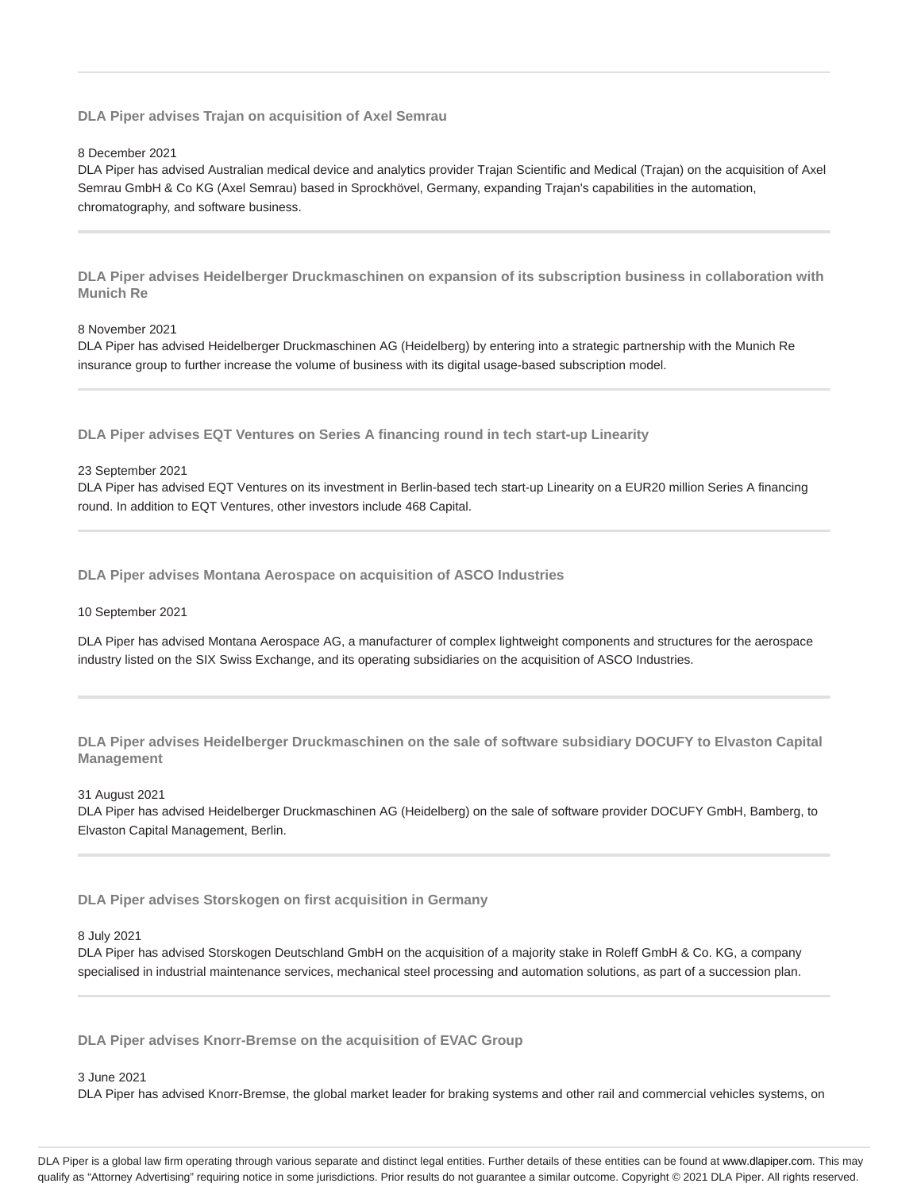### DLA Piper advises Trajan on acquisition of Axel Semrau

8 December 2021

DLA Piper has advised Australian medical device and analytics provider Trajan Scientific and Medical (Trajan) on the acquisition of Axel Semrau GmbH & Co KG (Axel Semrau) based in Sprockhövel, Germany, expanding Trajan's capabilities in the automation, chromatography, and software business.

### DLA Piper advises Heidelberger Druckmaschinen on expansion of its subscription business in collaboration with Munich Re

8 November 2021

DLA Piper has advised Heidelberger Druckmaschinen AG (Heidelberg) by entering into a strategic partnership with the Munich Re insurance group to further increase the volume of business with its digital usage-based subscription model.

### DLA Piper advises EQT Ventures on Series A financing round in tech start-up Linearity

23 September 2021

DLA Piper has advised EQT Ventures on its investment in Berlin-based tech start-up Linearity on a EUR20 million Series A financing round. In addition to EQT Ventures, other investors include 468 Capital.

### DLA Piper advises Montana Aerospace on acquisition of ASCO Industries

10 September 2021

DLA Piper has advised Montana Aerospace AG, a manufacturer of complex lightweight components and structures for the aerospace industry listed on the SIX Swiss Exchange, and its operating subsidiaries on the acquisition of ASCO Industries.

### DLA Piper advises Heidelberger Druckmaschinen on the sale of software subsidiary DOCUFY to Elvaston Capital Management

31 August 2021

DLA Piper has advised Heidelberger Druckmaschinen AG (Heidelberg) on the sale of software provider DOCUFY GmbH, Bamberg, to Elvaston Capital Management, Berlin.

### DLA Piper advises Storskogen on first acquisition in Germany

8 July 2021

DLA Piper has advised Storskogen Deutschland GmbH on the acquisition of a majority stake in Roleff GmbH & Co. KG, a company specialised in industrial maintenance services, mechanical steel processing and automation solutions, as part of a succession plan.

### DLA Piper advises Knorr-Bremse on the acquisition of EVAC Group

3 June 2021

DLA Piper has advised Knorr-Bremse, the global market leader for braking systems and other rail and commercial vehicles systems, on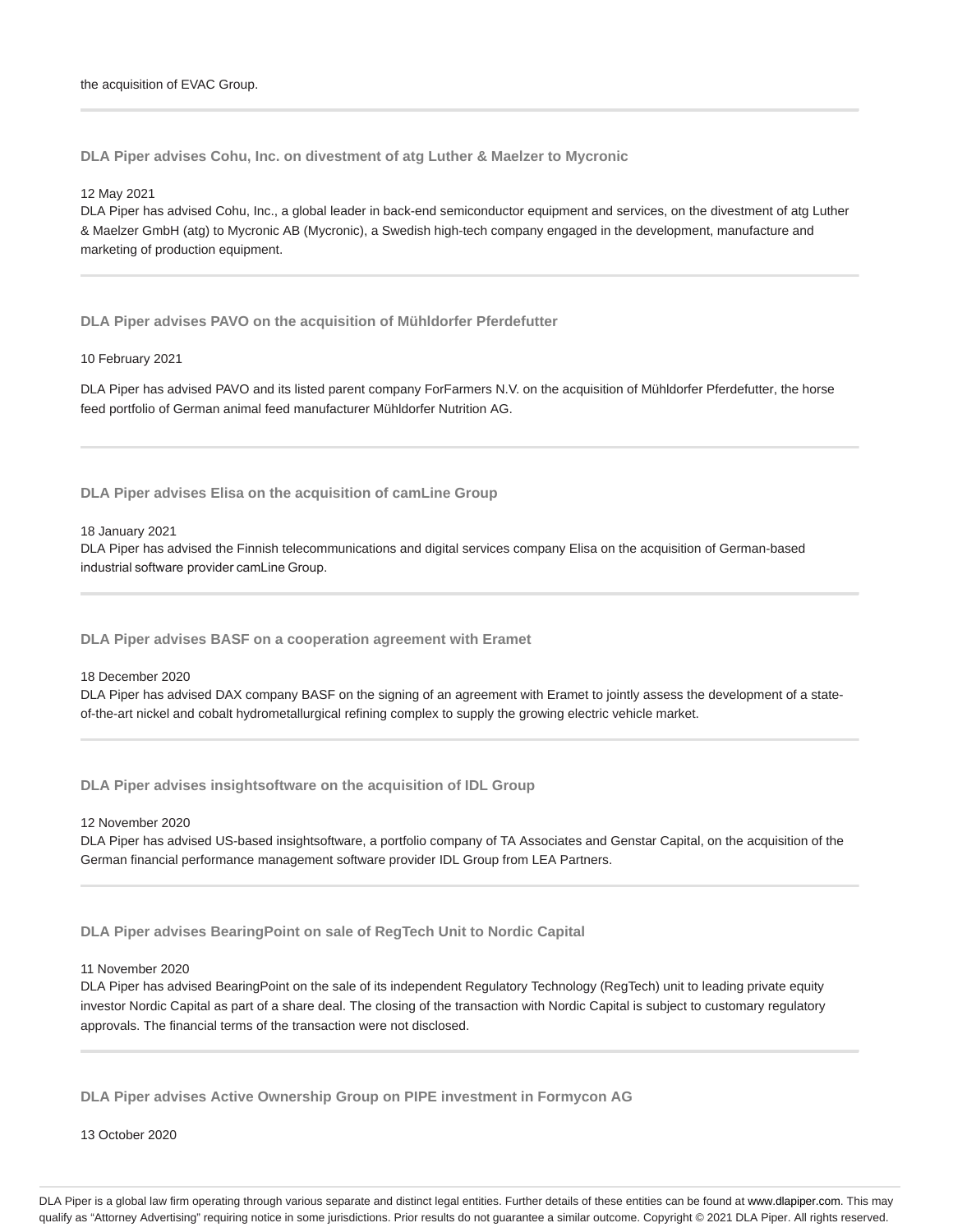the acquisition of EVAC Group.

---

### DLA Piper advises Cohu, Inc. on divestment of atg Luther & Maelzer to Mycronic

12 May 2021
DLA Piper has advised Cohu, Inc., a global leader in back-end semiconductor equipment and services, on the divestment of atg Luther & Maelzer GmbH (atg) to Mycronic AB (Mycronic), a Swedish high-tech company engaged in the development, manufacture and marketing of production equipment.

---

### DLA Piper advises PAVO on the acquisition of Mühldorfer Pferdefutter

10 February 2021

DLA Piper has advised PAVO and its listed parent company ForFarmers N.V. on the acquisition of Mühldorfer Pferdefutter, the horse feed portfolio of German animal feed manufacturer Mühldorfer Nutrition AG.

---

### DLA Piper advises Elisa on the acquisition of camLine Group

18 January 2021
DLA Piper has advised the Finnish telecommunications and digital services company Elisa on the acquisition of German-based industrial software provider camLine Group.

---

### DLA Piper advises BASF on a cooperation agreement with Eramet

18 December 2020
DLA Piper has advised DAX company BASF on the signing of an agreement with Eramet to jointly assess the development of a state-of-the-art nickel and cobalt hydrometallurgical refining complex to supply the growing electric vehicle market.

---

### DLA Piper advises insightsoftware on the acquisition of IDL Group

12 November 2020
DLA Piper has advised US-based insightsoftware, a portfolio company of TA Associates and Genstar Capital, on the acquisition of the German financial performance management software provider IDL Group from LEA Partners.

---

### DLA Piper advises BearingPoint on sale of RegTech Unit to Nordic Capital

11 November 2020
DLA Piper has advised BearingPoint on the sale of its independent Regulatory Technology (RegTech) unit to leading private equity investor Nordic Capital as part of a share deal. The closing of the transaction with Nordic Capital is subject to customary regulatory approvals. The financial terms of the transaction were not disclosed.

---

### DLA Piper advises Active Ownership Group on PIPE investment in Formycon AG

13 October 2020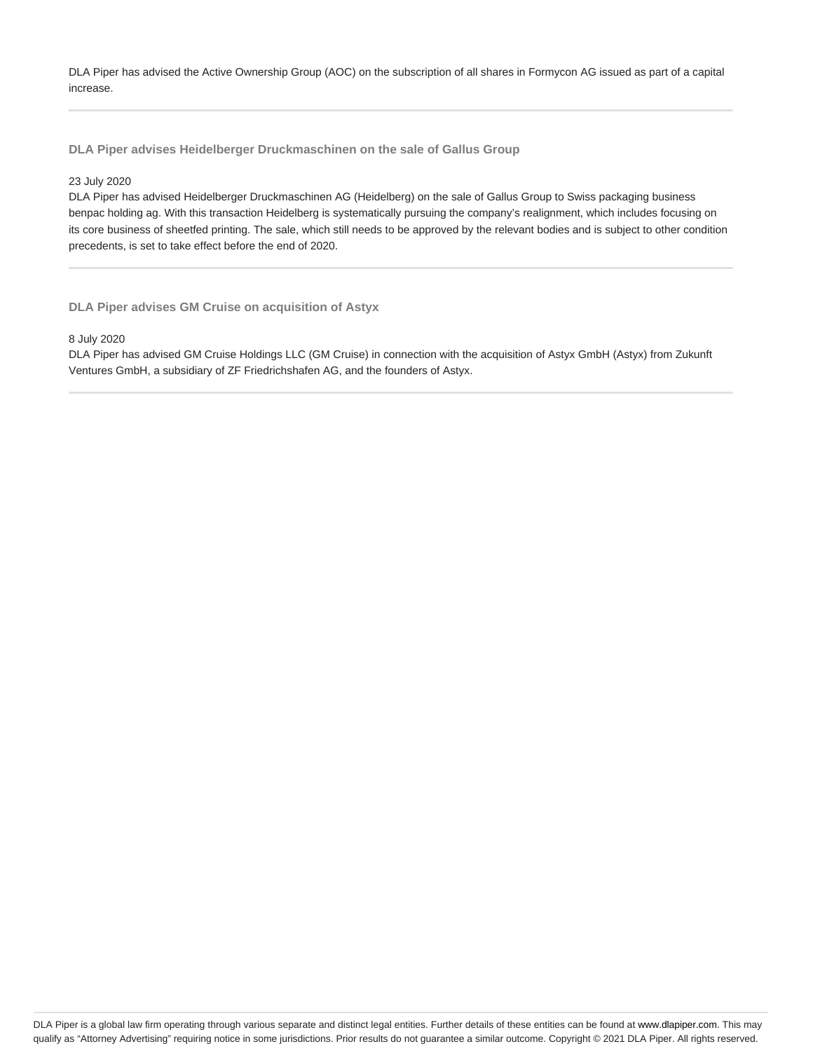DLA Piper has advised the Active Ownership Group (AOC) on the subscription of all shares in Formycon AG issued as part of a capital increase.

---

### DLA Piper advises Heidelberger Druckmaschinen on the sale of Gallus Group

23 July 2020

DLA Piper has advised Heidelberger Druckmaschinen AG (Heidelberg) on the sale of Gallus Group to Swiss packaging business benpac holding ag. With this transaction Heidelberg is systematically pursuing the company's realignment, which includes focusing on its core business of sheetfed printing. The sale, which still needs to be approved by the relevant bodies and is subject to other condition precedents, is set to take effect before the end of 2020.

---

### DLA Piper advises GM Cruise on acquisition of Astyx

8 July 2020

DLA Piper has advised GM Cruise Holdings LLC (GM Cruise) in connection with the acquisition of Astyx GmbH (Astyx) from Zukunft Ventures GmbH, a subsidiary of ZF Friedrichshafen AG, and the founders of Astyx.

---

DLA Piper is a global law firm operating through various separate and distinct legal entities. Further details of these entities can be found at www.dlapiper.com. This may qualify as "Attorney Advertising" requiring notice in some jurisdictions. Prior results do not guarantee a similar outcome. Copyright © 2021 DLA Piper. All rights reserved.